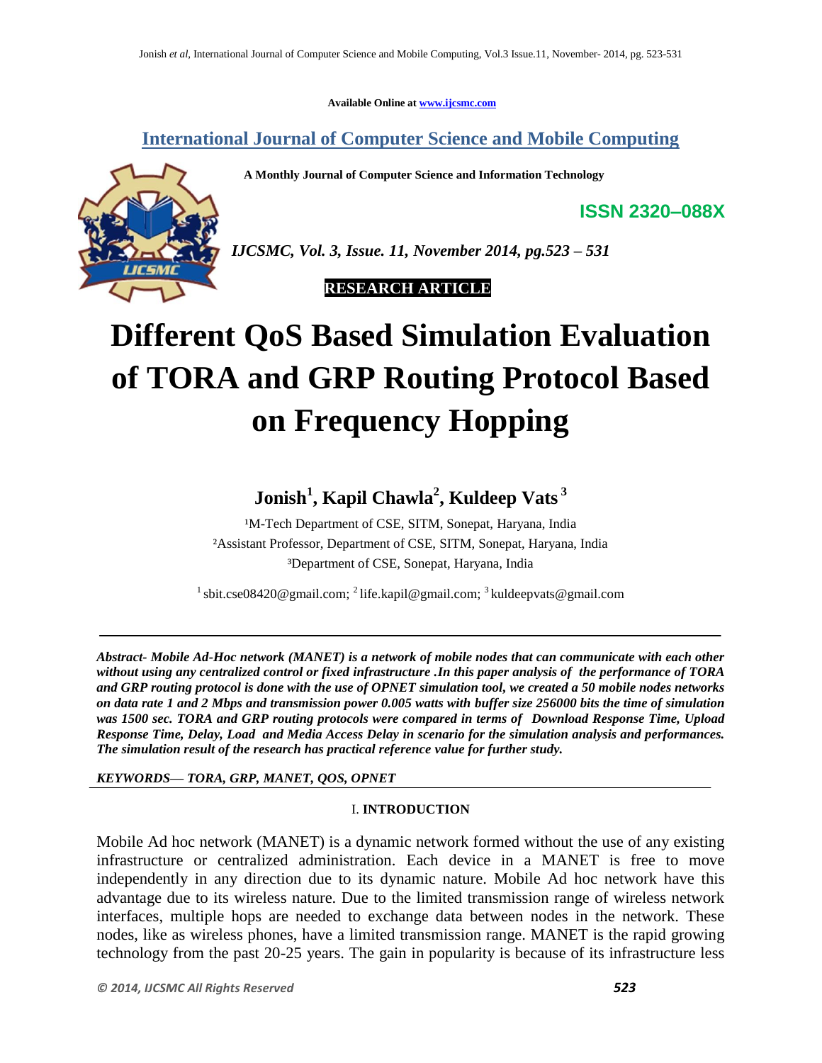Available Online at www.ijcsmc.com

## International Journal of Computer Science and Mobile Computing

**A Monthly Journal of Computer Science and Information Technology**

**ISSN 2320–088X**

***IJCSMC, Vol. 3, Issue. 11, November 2014, pg.523 – 531***

**RESEARCH ARTICLE**

# Different QoS Based Simulation Evaluation of TORA and GRP Routing Protocol Based on Frequency Hopping

**Jonish[1], Kapil Chawla[2], Kuldeep Vats[3]**

[1]M-Tech Department of CSE, SITM, Sonepat, Haryana, India
[2]Assistant Professor, Department of CSE, SITM, Sonepat, Haryana, India
[3]Department of CSE, Sonepat, Haryana, India

[1] sbit.cse08420@gmail.com; [2] life.kapil@gmail.com; [3] kuldeepvats@gmail.com

---

***Abstract- Mobile Ad-Hoc network (MANET) is a network of mobile nodes that can communicate with each other without using any centralized control or fixed infrastructure .In this paper analysis of the performance of TORA and GRP routing protocol is done with the use of OPNET simulation tool, we created a 50 mobile nodes networks on data rate 1 and 2 Mbps and transmission power 0.005 watts with buffer size 256000 bits the time of simulation was 1500 sec. TORA and GRP routing protocols were compared in terms of Download Response Time, Upload Response Time, Delay, Load and Media Access Delay in scenario for the simulation analysis and performances. The simulation result of the research has practical reference value for further study.***

***KEYWORDS— TORA, GRP, MANET, QOS, OPNET***

## I. INTRODUCTION

Mobile Ad hoc network (MANET) is a dynamic network formed without the use of any existing infrastructure or centralized administration. Each device in a MANET is free to move independently in any direction due to its dynamic nature. Mobile Ad hoc network have this advantage due to its wireless nature. Due to the limited transmission range of wireless network interfaces, multiple hops are needed to exchange data between nodes in the network. These nodes, like as wireless phones, have a limited transmission range. MANET is the rapid growing technology from the past 20-25 years. The gain in popularity is because of its infrastructure less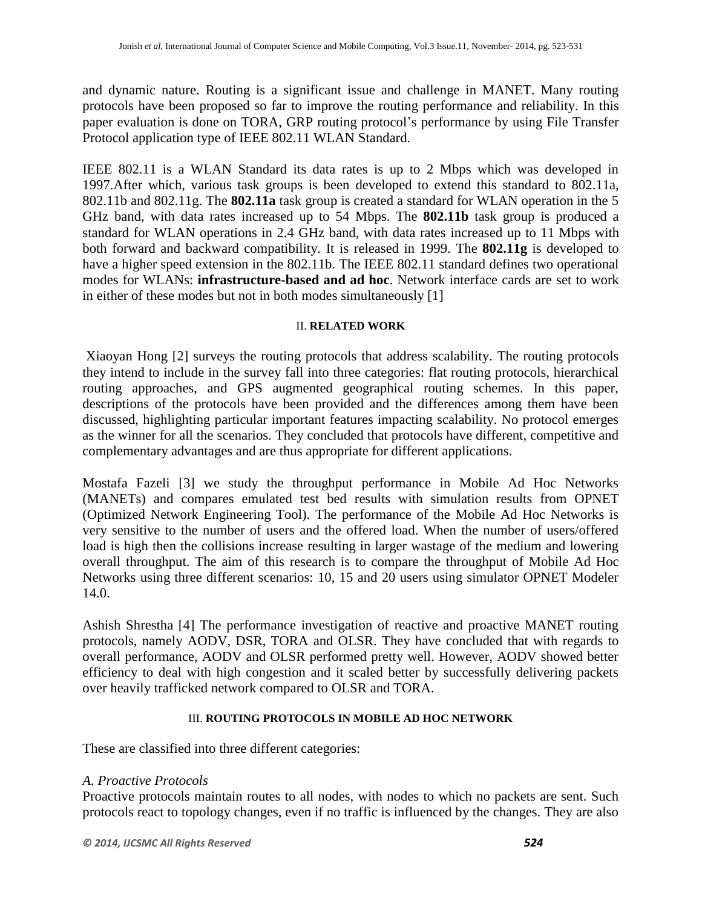and dynamic nature. Routing is a significant issue and challenge in MANET. Many routing protocols have been proposed so far to improve the routing performance and reliability. In this paper evaluation is done on TORA, GRP routing protocol's performance by using File Transfer Protocol application type of IEEE 802.11 WLAN Standard.

IEEE 802.11 is a WLAN Standard its data rates is up to 2 Mbps which was developed in 1997.After which, various task groups is been developed to extend this standard to 802.11a, 802.11b and 802.11g. The **802.11a** task group is created a standard for WLAN operation in the 5 GHz band, with data rates increased up to 54 Mbps. The **802.11b** task group is produced a standard for WLAN operations in 2.4 GHz band, with data rates increased up to 11 Mbps with both forward and backward compatibility. It is released in 1999. The **802.11g** is developed to have a higher speed extension in the 802.11b. The IEEE 802.11 standard defines two operational modes for WLANs: **infrastructure-based and ad hoc**. Network interface cards are set to work in either of these modes but not in both modes simultaneously [1]

## II. RELATED WORK

Xiaoyan Hong [2] surveys the routing protocols that address scalability. The routing protocols they intend to include in the survey fall into three categories: flat routing protocols, hierarchical routing approaches, and GPS augmented geographical routing schemes. In this paper, descriptions of the protocols have been provided and the differences among them have been discussed, highlighting particular important features impacting scalability. No protocol emerges as the winner for all the scenarios. They concluded that protocols have different, competitive and complementary advantages and are thus appropriate for different applications.

Mostafa Fazeli [3] we study the throughput performance in Mobile Ad Hoc Networks (MANETs) and compares emulated test bed results with simulation results from OPNET (Optimized Network Engineering Tool). The performance of the Mobile Ad Hoc Networks is very sensitive to the number of users and the offered load. When the number of users/offered load is high then the collisions increase resulting in larger wastage of the medium and lowering overall throughput. The aim of this research is to compare the throughput of Mobile Ad Hoc Networks using three different scenarios: 10, 15 and 20 users using simulator OPNET Modeler 14.0.

Ashish Shrestha [4] The performance investigation of reactive and proactive MANET routing protocols, namely AODV, DSR, TORA and OLSR. They have concluded that with regards to overall performance, AODV and OLSR performed pretty well. However, AODV showed better efficiency to deal with high congestion and it scaled better by successfully delivering packets over heavily trafficked network compared to OLSR and TORA.

## III. ROUTING PROTOCOLS IN MOBILE AD HOC NETWORK

These are classified into three different categories:

### *A. Proactive Protocols*

Proactive protocols maintain routes to all nodes, with nodes to which no packets are sent. Such protocols react to topology changes, even if no traffic is influenced by the changes. They are also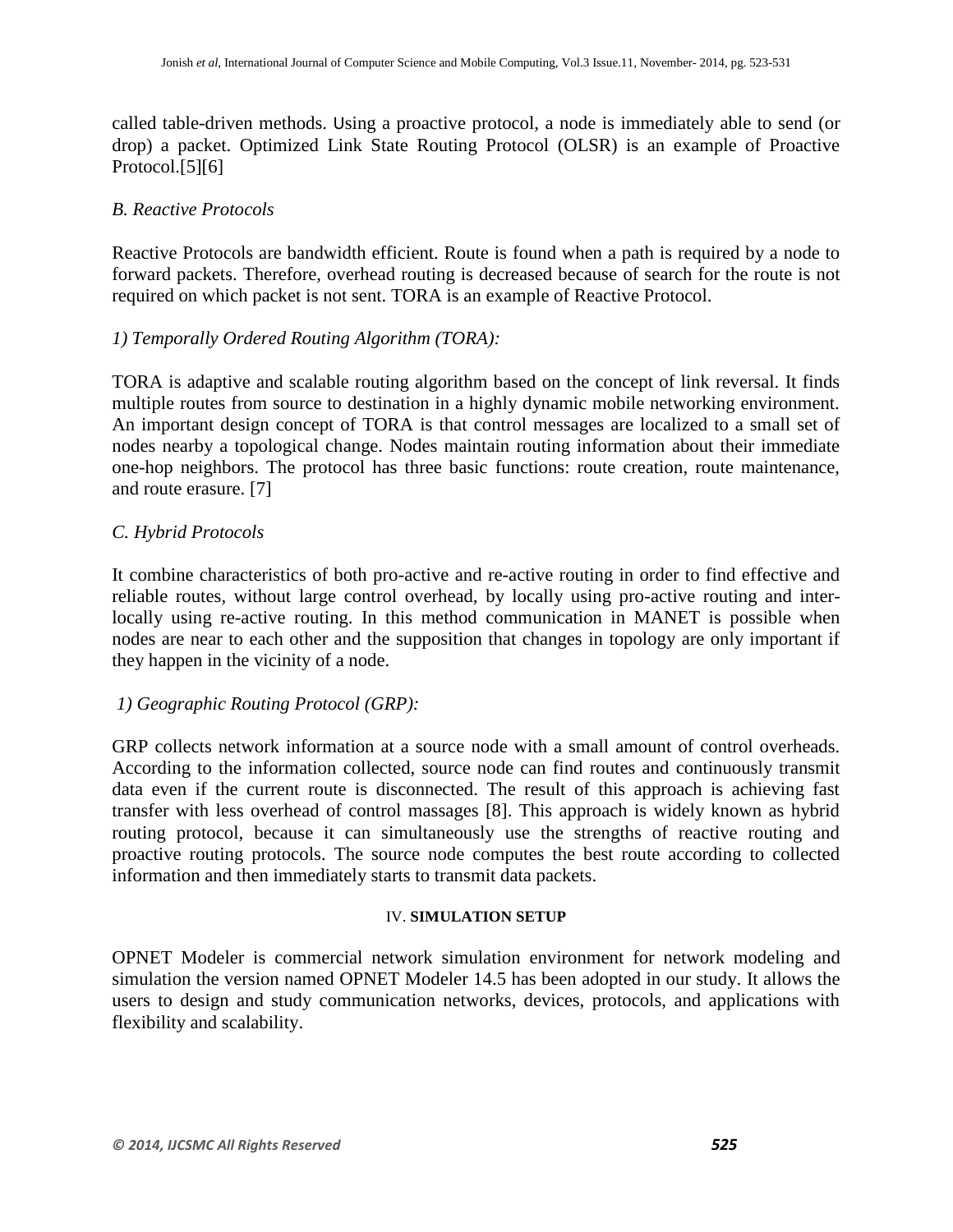called table-driven methods. Using a proactive protocol, a node is immediately able to send (or drop) a packet. Optimized Link State Routing Protocol (OLSR) is an example of Proactive Protocol.[5][6]

### *B. Reactive Protocols*

Reactive Protocols are bandwidth efficient. Route is found when a path is required by a node to forward packets. Therefore, overhead routing is decreased because of search for the route is not required on which packet is not sent. TORA is an example of Reactive Protocol.

#### *1) Temporally Ordered Routing Algorithm (TORA):*

TORA is adaptive and scalable routing algorithm based on the concept of link reversal. It finds multiple routes from source to destination in a highly dynamic mobile networking environment. An important design concept of TORA is that control messages are localized to a small set of nodes nearby a topological change. Nodes maintain routing information about their immediate one-hop neighbors. The protocol has three basic functions: route creation, route maintenance, and route erasure. [7]

### *C. Hybrid Protocols*

It combine characteristics of both pro-active and re-active routing in order to find effective and reliable routes, without large control overhead, by locally using pro-active routing and inter-locally using re-active routing. In this method communication in MANET is possible when nodes are near to each other and the supposition that changes in topology are only important if they happen in the vicinity of a node.

#### *1) Geographic Routing Protocol (GRP):*

GRP collects network information at a source node with a small amount of control overheads. According to the information collected, source node can find routes and continuously transmit data even if the current route is disconnected. The result of this approach is achieving fast transfer with less overhead of control massages [8]. This approach is widely known as hybrid routing protocol, because it can simultaneously use the strengths of reactive routing and proactive routing protocols. The source node computes the best route according to collected information and then immediately starts to transmit data packets.

## IV. **SIMULATION SETUP**

OPNET Modeler is commercial network simulation environment for network modeling and simulation the version named OPNET Modeler 14.5 has been adopted in our study. It allows the users to design and study communication networks, devices, protocols, and applications with flexibility and scalability.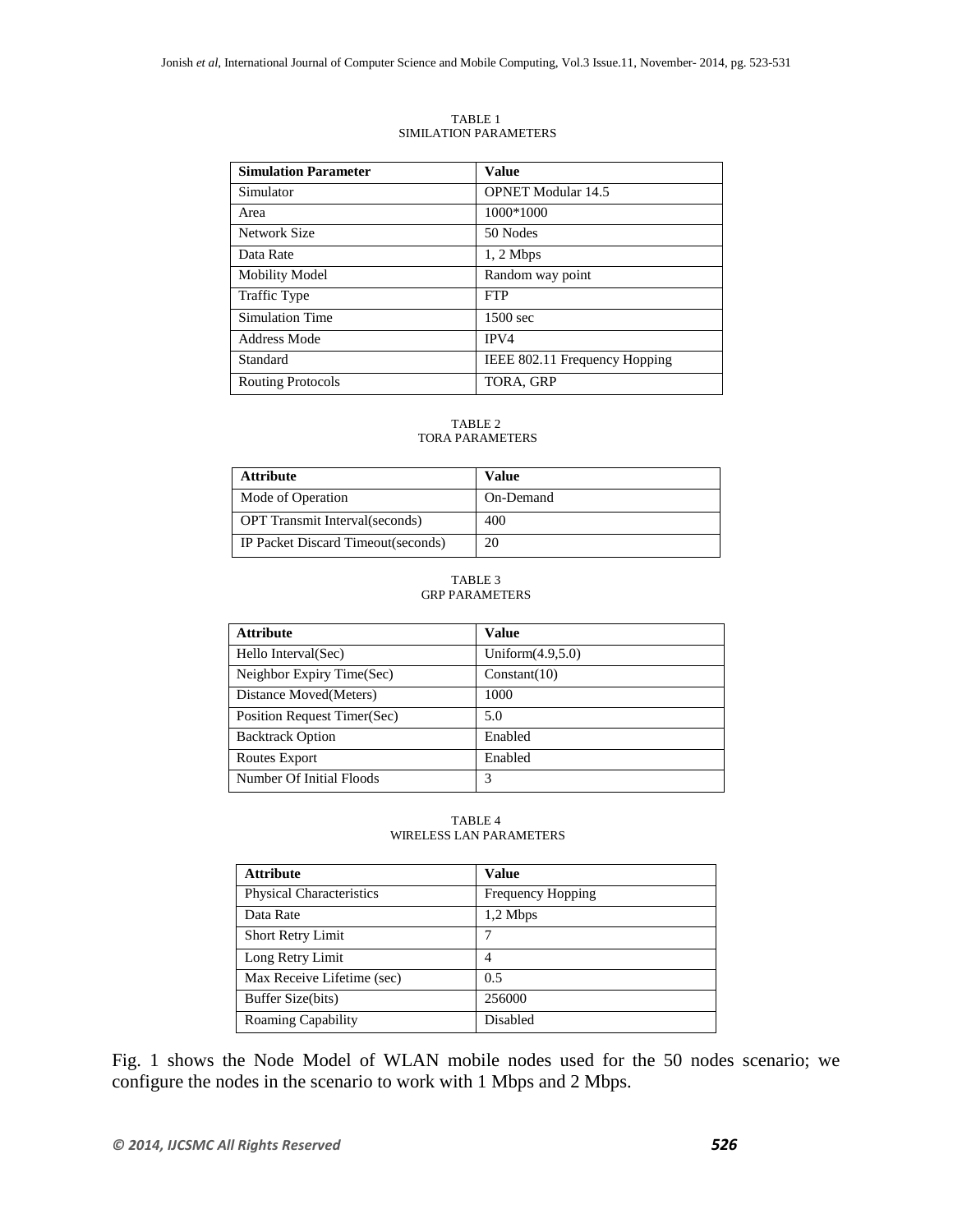TABLE 1
SIMILATION PARAMETERS

| Simulation Parameter | Value |
| --- | --- |
| Simulator | OPNET Modular 14.5 |
| Area | 1000*1000 |
| Network Size | 50 Nodes |
| Data Rate | 1, 2 Mbps |
| Mobility Model | Random way point |
| Traffic Type | FTP |
| Simulation Time | 1500 sec |
| Address Mode | IPV4 |
| Standard | IEEE 802.11 Frequency Hopping |
| Routing Protocols | TORA, GRP |

TABLE 2
TORA PARAMETERS

| Attribute | Value |
| --- | --- |
| Mode of Operation | On-Demand |
| OPT Transmit Interval(seconds) | 400 |
| IP Packet Discard Timeout(seconds) | 20 |

TABLE 3
GRP PARAMETERS

| Attribute | Value |
| --- | --- |
| Hello Interval(Sec) | Uniform(4.9,5.0) |
| Neighbor Expiry Time(Sec) | Constant(10) |
| Distance Moved(Meters) | 1000 |
| Position Request Timer(Sec) | 5.0 |
| Backtrack Option | Enabled |
| Routes Export | Enabled |
| Number Of Initial Floods | 3 |

TABLE 4
WIRELESS LAN PARAMETERS

| Attribute | Value |
| --- | --- |
| Physical Characteristics | Frequency Hopping |
| Data Rate | 1,2 Mbps |
| Short Retry Limit | 7 |
| Long Retry Limit | 4 |
| Max Receive Lifetime (sec) | 0.5 |
| Buffer Size(bits) | 256000 |
| Roaming Capability | Disabled |

Fig. 1 shows the Node Model of WLAN mobile nodes used for the 50 nodes scenario; we configure the nodes in the scenario to work with 1 Mbps and 2 Mbps.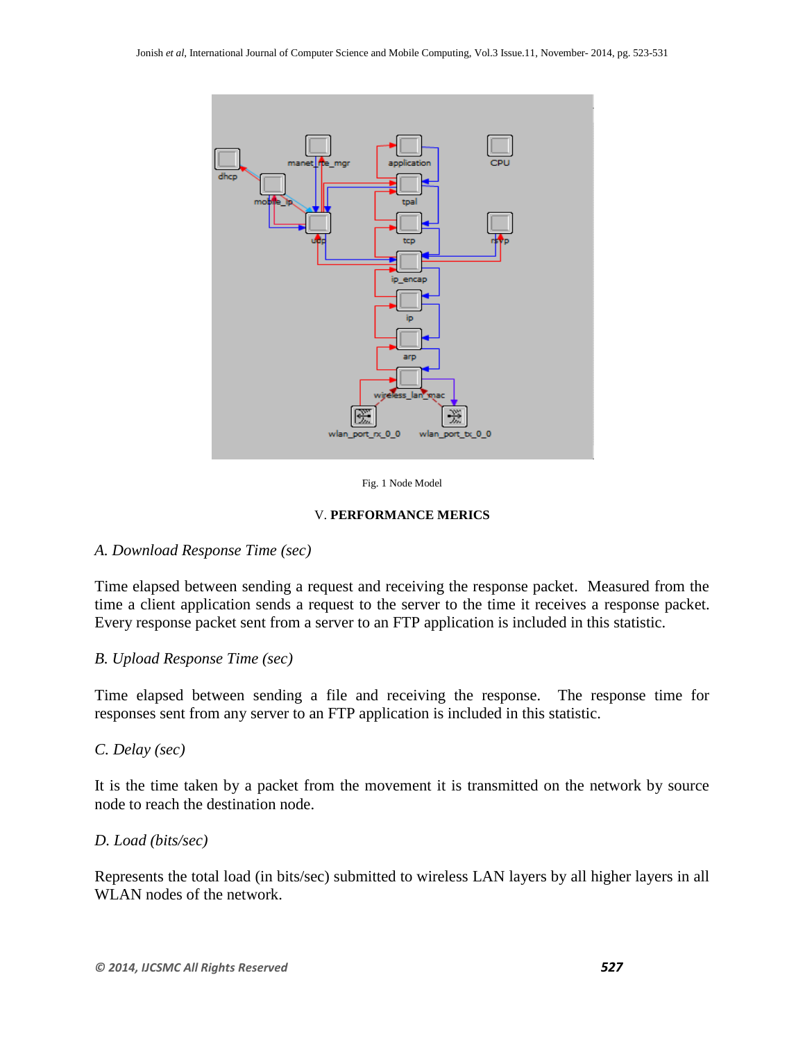Fig. 1 Node Model

## V. PERFORMANCE MERICS

### *A. Download Response Time (sec)*

Time elapsed between sending a request and receiving the response packet. Measured from the time a client application sends a request to the server to the time it receives a response packet. Every response packet sent from a server to an FTP application is included in this statistic.

### *B. Upload Response Time (sec)*

Time elapsed between sending a file and receiving the response. The response time for responses sent from any server to an FTP application is included in this statistic.

### *C. Delay (sec)*

It is the time taken by a packet from the movement it is transmitted on the network by source node to reach the destination node.

### *D. Load (bits/sec)*

Represents the total load (in bits/sec) submitted to wireless LAN layers by all higher layers in all WLAN nodes of the network.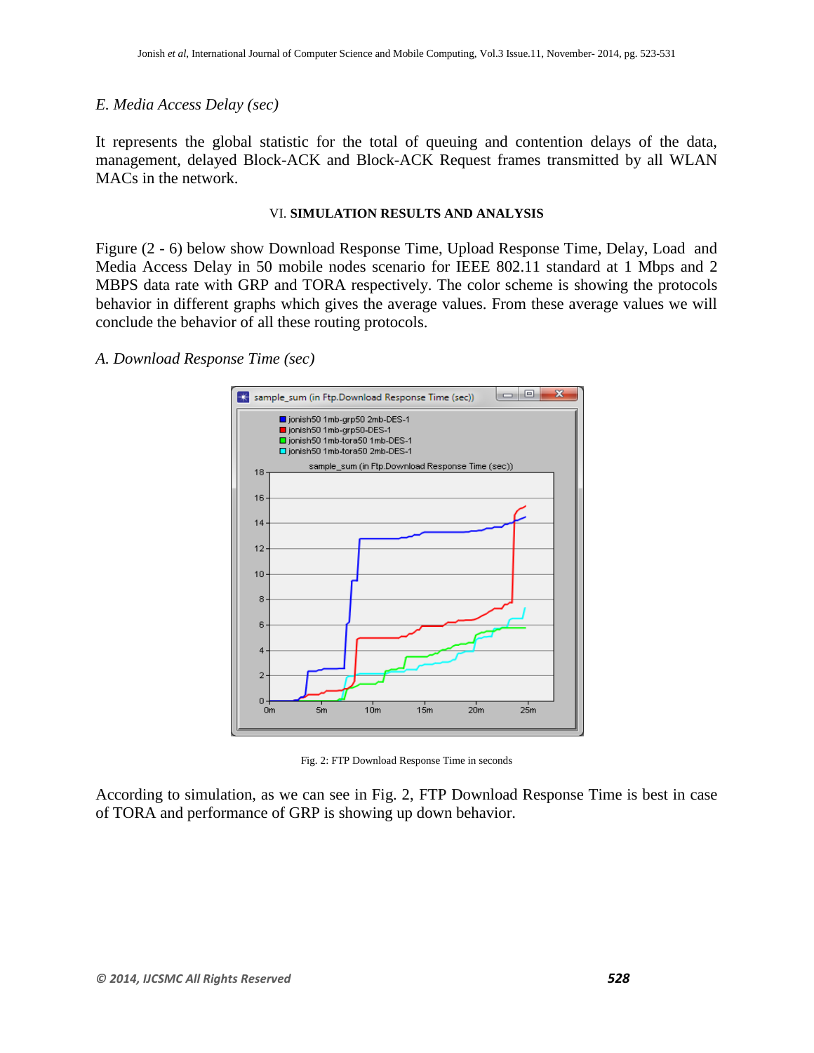*E. Media Access Delay (sec)*

It represents the global statistic for the total of queuing and contention delays of the data, management, delayed Block-ACK and Block-ACK Request frames transmitted by all WLAN MACs in the network.

### VI. **SIMULATION RESULTS AND ANALYSIS**

Figure (2 - 6) below show Download Response Time, Upload Response Time, Delay, Load and Media Access Delay in 50 mobile nodes scenario for IEEE 802.11 standard at 1 Mbps and 2 MBPS data rate with GRP and TORA respectively. The color scheme is showing the protocols behavior in different graphs which gives the average values. From these average values we will conclude the behavior of all these routing protocols.

*A. Download Response Time (sec)*

Fig. 2: FTP Download Response Time in seconds

According to simulation, as we can see in Fig. 2, FTP Download Response Time is best in case of TORA and performance of GRP is showing up down behavior.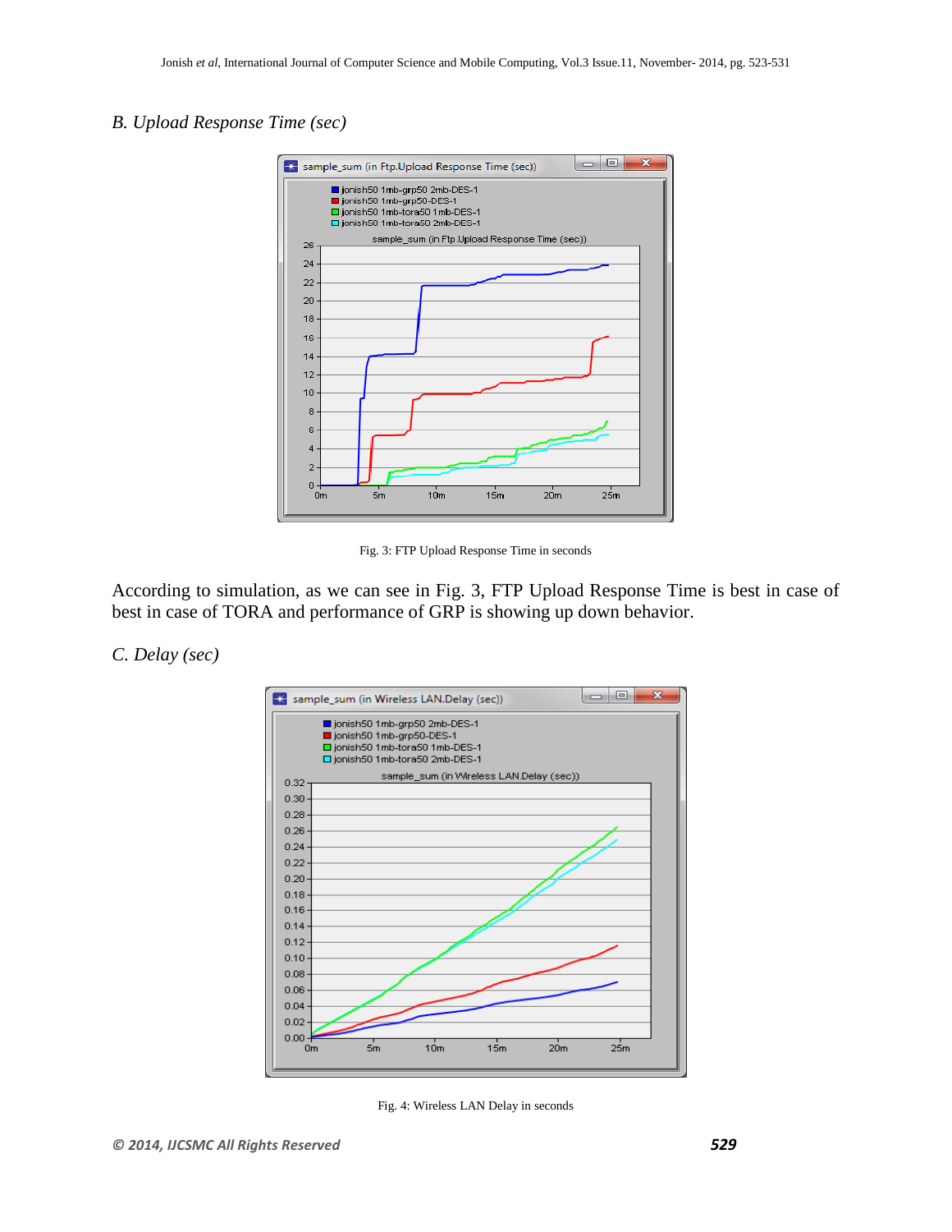*B. Upload Response Time (sec)*

Fig. 3: FTP Upload Response Time in seconds

According to simulation, as we can see in Fig. 3, FTP Upload Response Time is best in case of best in case of TORA and performance of GRP is showing up down behavior.

*C. Delay (sec)*

Fig. 4: Wireless LAN Delay in seconds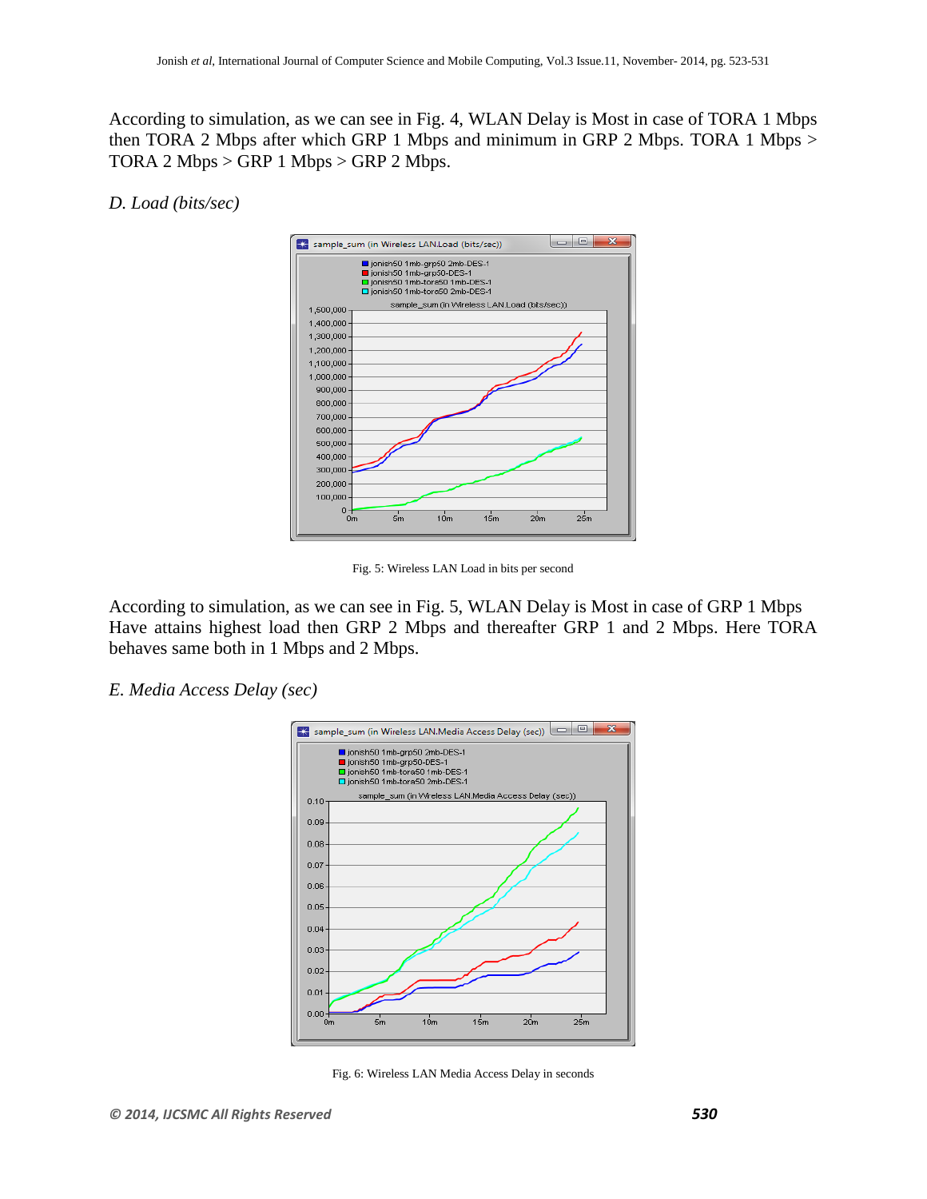According to simulation, as we can see in Fig. 4, WLAN Delay is Most in case of TORA 1 Mbps then TORA 2 Mbps after which GRP 1 Mbps and minimum in GRP 2 Mbps. TORA 1 Mbps > TORA 2 Mbps > GRP 1 Mbps > GRP 2 Mbps.

*D. Load (bits/sec)*

Fig. 5: Wireless LAN Load in bits per second

According to simulation, as we can see in Fig. 5, WLAN Delay is Most in case of GRP 1 Mbps Have attains highest load then GRP 2 Mbps and thereafter GRP 1 and 2 Mbps. Here TORA behaves same both in 1 Mbps and 2 Mbps.

*E. Media Access Delay (sec)*

Fig. 6: Wireless LAN Media Access Delay in seconds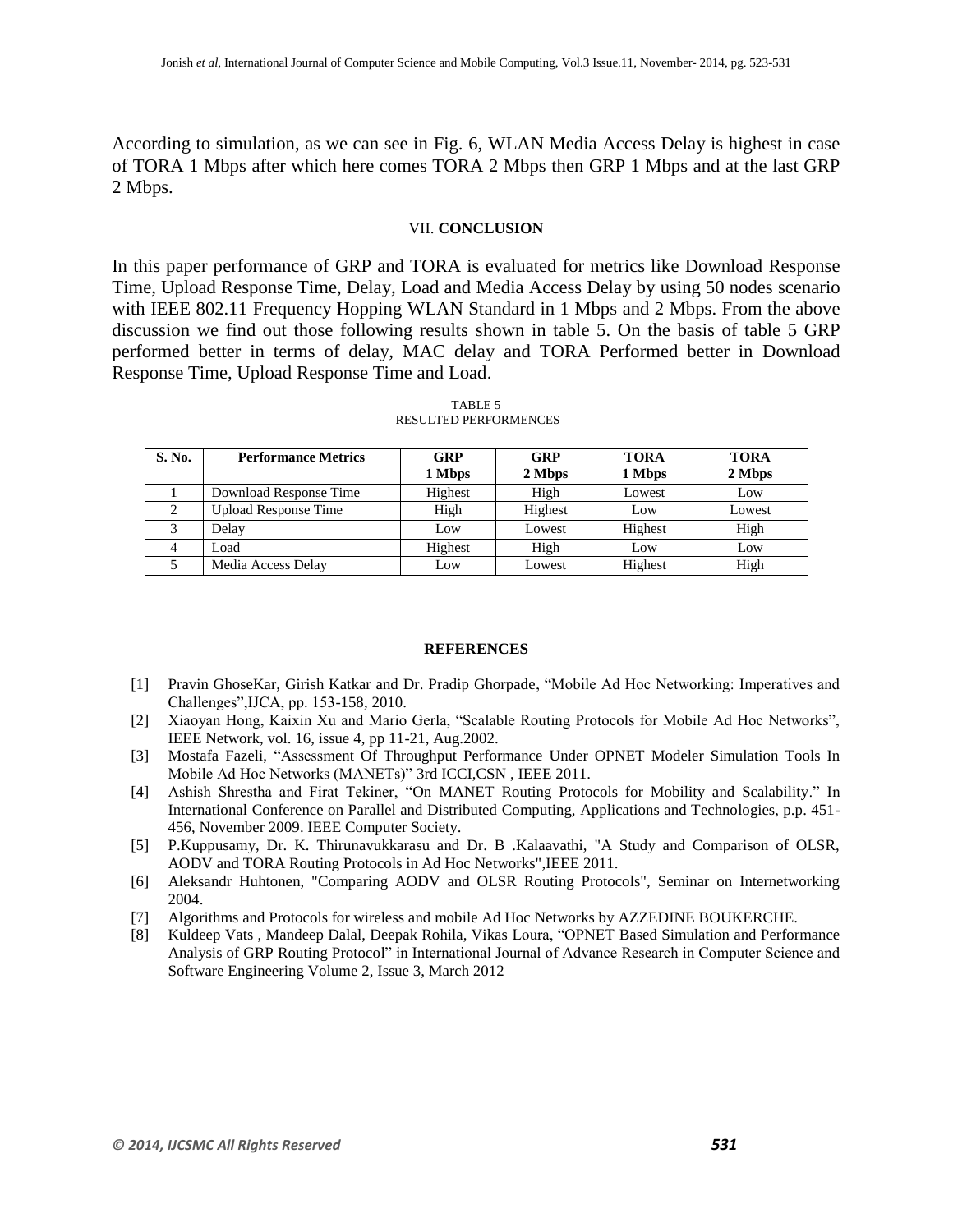According to simulation, as we can see in Fig. 6, WLAN Media Access Delay is highest in case of TORA 1 Mbps after which here comes TORA 2 Mbps then GRP 1 Mbps and at the last GRP 2 Mbps.

## VII. CONCLUSION

In this paper performance of GRP and TORA is evaluated for metrics like Download Response Time, Upload Response Time, Delay, Load and Media Access Delay by using 50 nodes scenario with IEEE 802.11 Frequency Hopping WLAN Standard in 1 Mbps and 2 Mbps. From the above discussion we find out those following results shown in table 5. On the basis of table 5 GRP performed better in terms of delay, MAC delay and TORA Performed better in Download Response Time, Upload Response Time and Load.

TABLE 5
RESULTED PERFORMENCES

| S. No. | Performance Metrics | GRP 1 Mbps | GRP 2 Mbps | TORA 1 Mbps | TORA 2 Mbps |
|---|---|---|---|---|---|
| 1 | Download Response Time | Highest | High | Lowest | Low |
| 2 | Upload Response Time | High | Highest | Low | Lowest |
| 3 | Delay | Low | Lowest | Highest | High |
| 4 | Load | Highest | High | Low | Low |
| 5 | Media Access Delay | Low | Lowest | Highest | High |

## REFERENCES

[1] Pravin GhoseKar, Girish Katkar and Dr. Pradip Ghorpade, "Mobile Ad Hoc Networking: Imperatives and Challenges",IJCA, pp. 153-158, 2010.

[2] Xiaoyan Hong, Kaixin Xu and Mario Gerla, "Scalable Routing Protocols for Mobile Ad Hoc Networks", IEEE Network, vol. 16, issue 4, pp 11-21, Aug.2002.

[3] Mostafa Fazeli, "Assessment Of Throughput Performance Under OPNET Modeler Simulation Tools In Mobile Ad Hoc Networks (MANETs)" 3rd ICCI,CSN , IEEE 2011.

[4] Ashish Shrestha and Firat Tekiner, "On MANET Routing Protocols for Mobility and Scalability." In International Conference on Parallel and Distributed Computing, Applications and Technologies, p.p. 451-456, November 2009. IEEE Computer Society.

[5] P.Kuppusamy, Dr. K. Thirunavukkarasu and Dr. B .Kalaavathi, "A Study and Comparison of OLSR, AODV and TORA Routing Protocols in Ad Hoc Networks",IEEE 2011.

[6] Aleksandr Huhtonen, "Comparing AODV and OLSR Routing Protocols", Seminar on Internetworking 2004.

[7] Algorithms and Protocols for wireless and mobile Ad Hoc Networks by AZZEDINE BOUKERCHE.

[8] Kuldeep Vats , Mandeep Dalal, Deepak Rohila, Vikas Loura, "OPNET Based Simulation and Performance Analysis of GRP Routing Protocol" in International Journal of Advance Research in Computer Science and Software Engineering Volume 2, Issue 3, March 2012